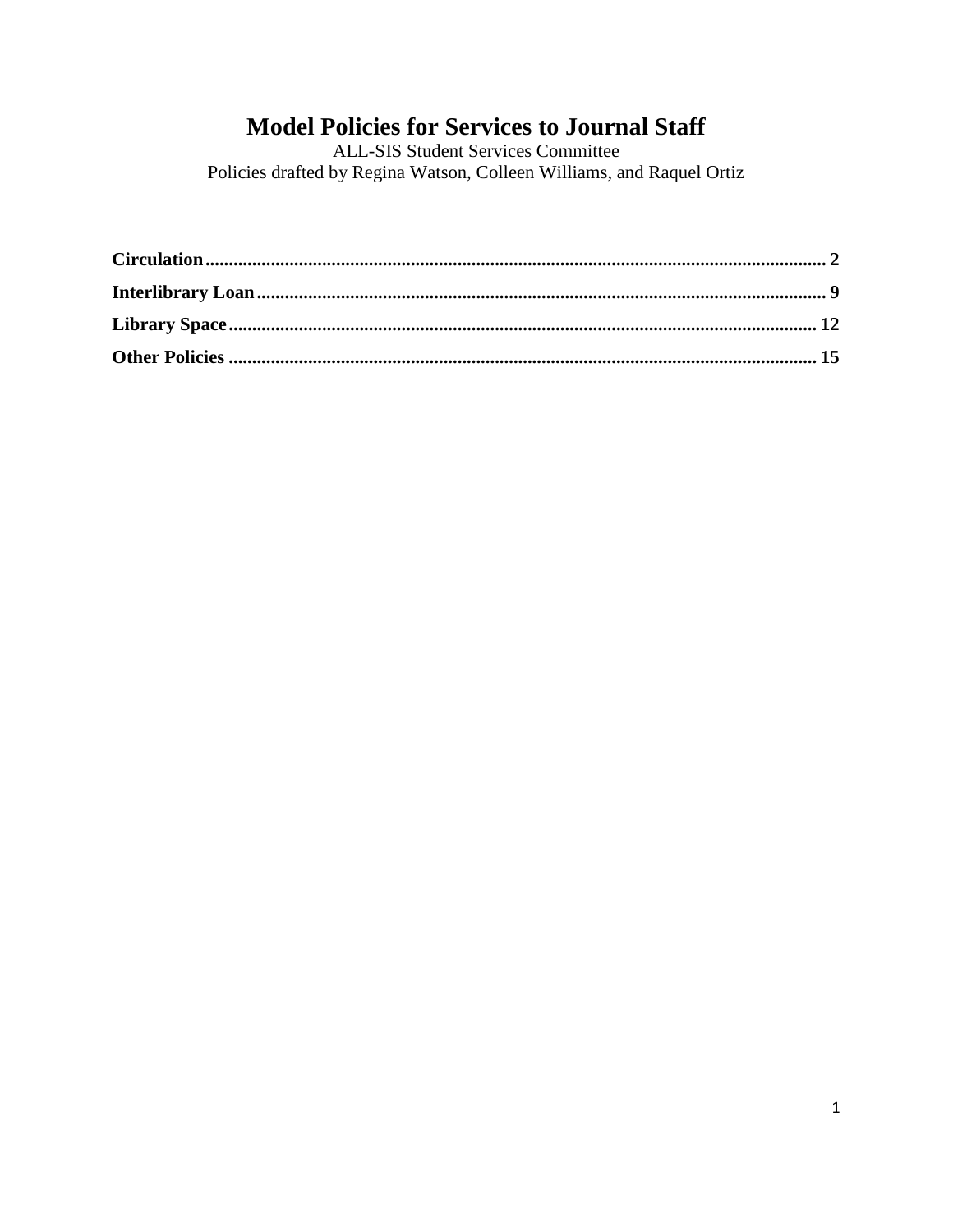# Model Policies for Services to Journal Staff

ALL-SIS Student Services Committee
Policies drafted by Regina Watson, Colleen Williams, and Raquel Ortiz

**Circulation** .......... **2**
**Interlibrary Loan** .......... **9**
**Library Space** .......... **12**
**Other Policies** .......... **15**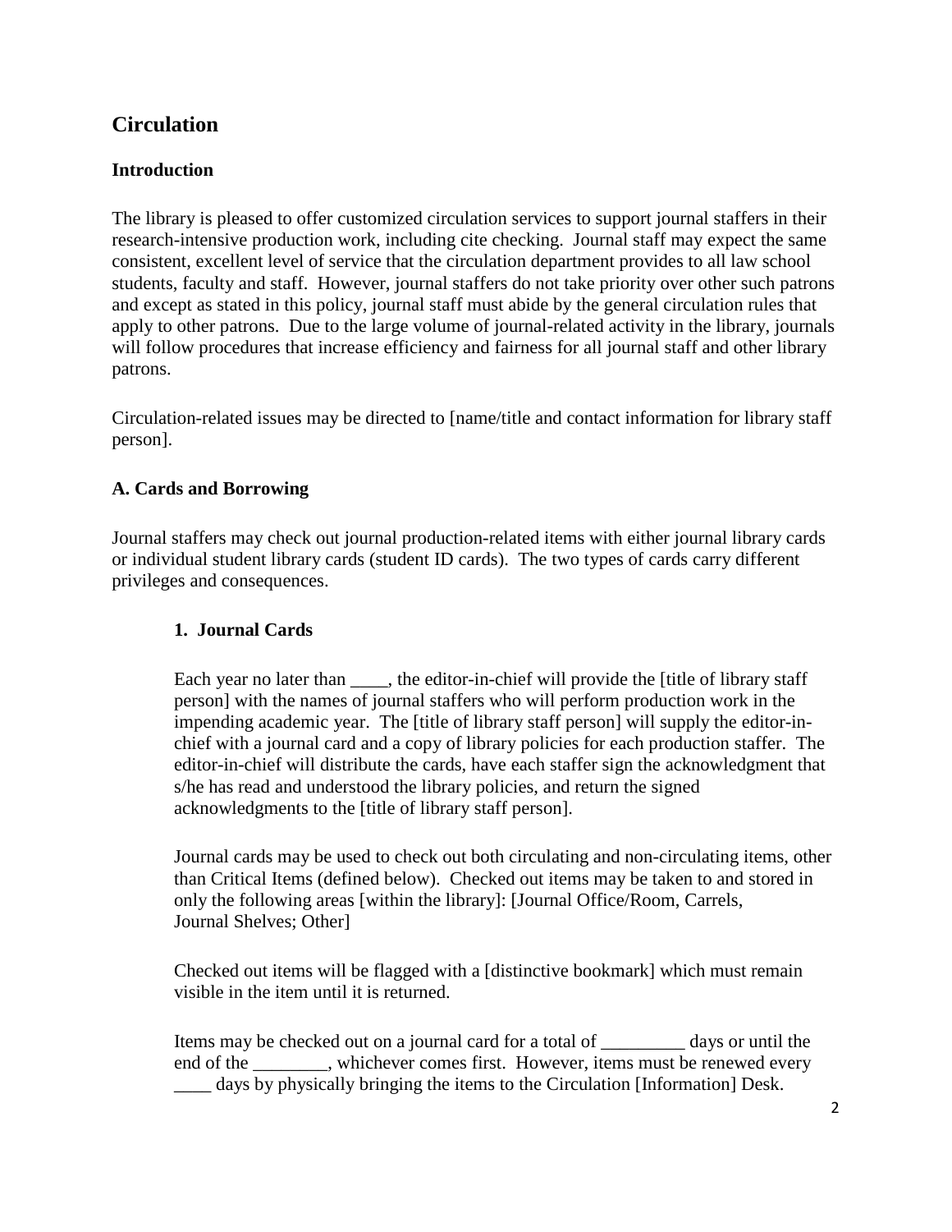## Circulation

### Introduction

The library is pleased to offer customized circulation services to support journal staffers in their research-intensive production work, including cite checking. Journal staff may expect the same consistent, excellent level of service that the circulation department provides to all law school students, faculty and staff. However, journal staffers do not take priority over other such patrons and except as stated in this policy, journal staff must abide by the general circulation rules that apply to other patrons. Due to the large volume of journal-related activity in the library, journals will follow procedures that increase efficiency and fairness for all journal staff and other library patrons.

Circulation-related issues may be directed to [name/title and contact information for library staff person].

### A. Cards and Borrowing

Journal staffers may check out journal production-related items with either journal library cards or individual student library cards (student ID cards). The two types of cards carry different privileges and consequences.

#### 1. Journal Cards

Each year no later than ____, the editor-in-chief will provide the [title of library staff person] with the names of journal staffers who will perform production work in the impending academic year. The [title of library staff person] will supply the editor-in-chief with a journal card and a copy of library policies for each production staffer. The editor-in-chief will distribute the cards, have each staffer sign the acknowledgment that s/he has read and understood the library policies, and return the signed acknowledgments to the [title of library staff person].

Journal cards may be used to check out both circulating and non-circulating items, other than Critical Items (defined below). Checked out items may be taken to and stored in only the following areas [within the library]: [Journal Office/Room, Carrels, Journal Shelves; Other]

Checked out items will be flagged with a [distinctive bookmark] which must remain visible in the item until it is returned.

Items may be checked out on a journal card for a total of _________ days or until the end of the ________, whichever comes first. However, items must be renewed every ____ days by physically bringing the items to the Circulation [Information] Desk.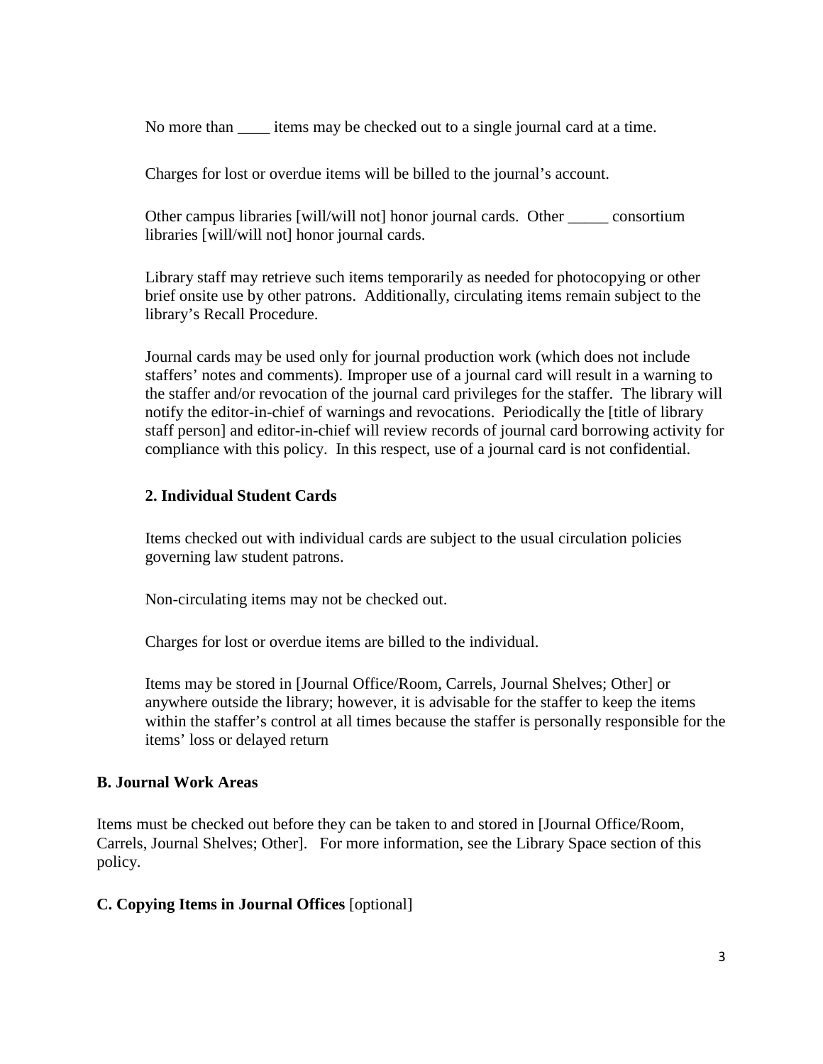No more than ____ items may be checked out to a single journal card at a time.

Charges for lost or overdue items will be billed to the journal's account.

Other campus libraries [will/will not] honor journal cards. Other _____ consortium libraries [will/will not] honor journal cards.

Library staff may retrieve such items temporarily as needed for photocopying or other brief onsite use by other patrons. Additionally, circulating items remain subject to the library's Recall Procedure.

Journal cards may be used only for journal production work (which does not include staffers' notes and comments). Improper use of a journal card will result in a warning to the staffer and/or revocation of the journal card privileges for the staffer. The library will notify the editor-in-chief of warnings and revocations. Periodically the [title of library staff person] and editor-in-chief will review records of journal card borrowing activity for compliance with this policy. In this respect, use of a journal card is not confidential.

**2. Individual Student Cards**

Items checked out with individual cards are subject to the usual circulation policies governing law student patrons.

Non-circulating items may not be checked out.

Charges for lost or overdue items are billed to the individual.

Items may be stored in [Journal Office/Room, Carrels, Journal Shelves; Other] or anywhere outside the library; however, it is advisable for the staffer to keep the items within the staffer's control at all times because the staffer is personally responsible for the items' loss or delayed return

**B. Journal Work Areas**

Items must be checked out before they can be taken to and stored in [Journal Office/Room, Carrels, Journal Shelves; Other]. For more information, see the Library Space section of this policy.

**C. Copying Items in Journal Offices** [optional]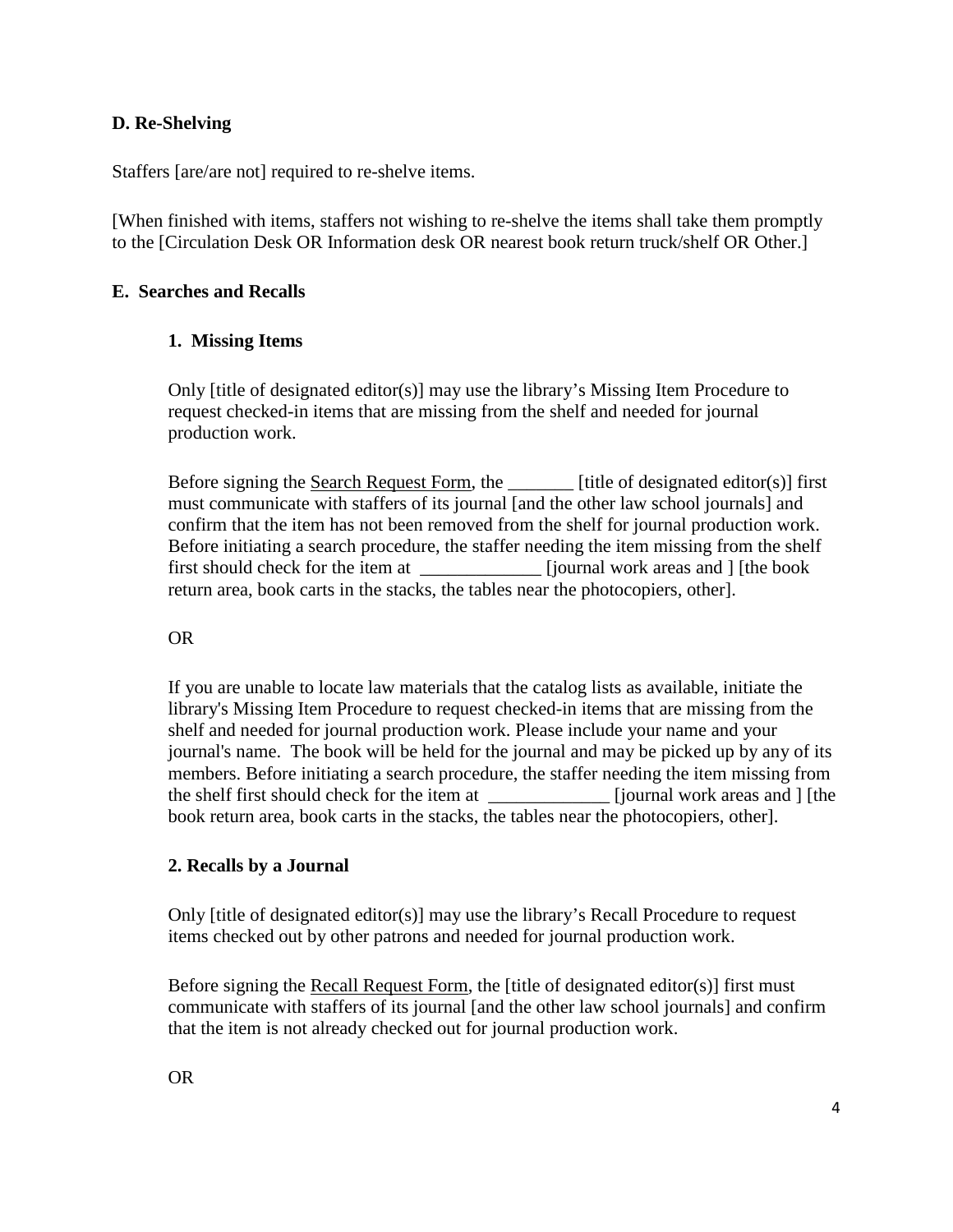**D. Re-Shelving**

Staffers [are/are not] required to re-shelve items.

[When finished with items, staffers not wishing to re-shelve the items shall take them promptly to the [Circulation Desk OR Information desk OR nearest book return truck/shelf OR Other.]

**E. Searches and Recalls**

**1. Missing Items**

Only [title of designated editor(s)] may use the library's Missing Item Procedure to request checked-in items that are missing from the shelf and needed for journal production work.

Before signing the <u>Search Request Form</u>, the _______ [title of designated editor(s)] first must communicate with staffers of its journal [and the other law school journals] and confirm that the item has not been removed from the shelf for journal production work. Before initiating a search procedure, the staffer needing the item missing from the shelf first should check for the item at _____________ [journal work areas and ] [the book return area, book carts in the stacks, the tables near the photocopiers, other].

OR

If you are unable to locate law materials that the catalog lists as available, initiate the library's Missing Item Procedure to request checked-in items that are missing from the shelf and needed for journal production work. Please include your name and your journal's name. The book will be held for the journal and may be picked up by any of its members. Before initiating a search procedure, the staffer needing the item missing from the shelf first should check for the item at _____________ [journal work areas and ] [the book return area, book carts in the stacks, the tables near the photocopiers, other].

**2. Recalls by a Journal**

Only [title of designated editor(s)] may use the library's Recall Procedure to request items checked out by other patrons and needed for journal production work.

Before signing the <u>Recall Request Form</u>, the [title of designated editor(s)] first must communicate with staffers of its journal [and the other law school journals] and confirm that the item is not already checked out for journal production work.

OR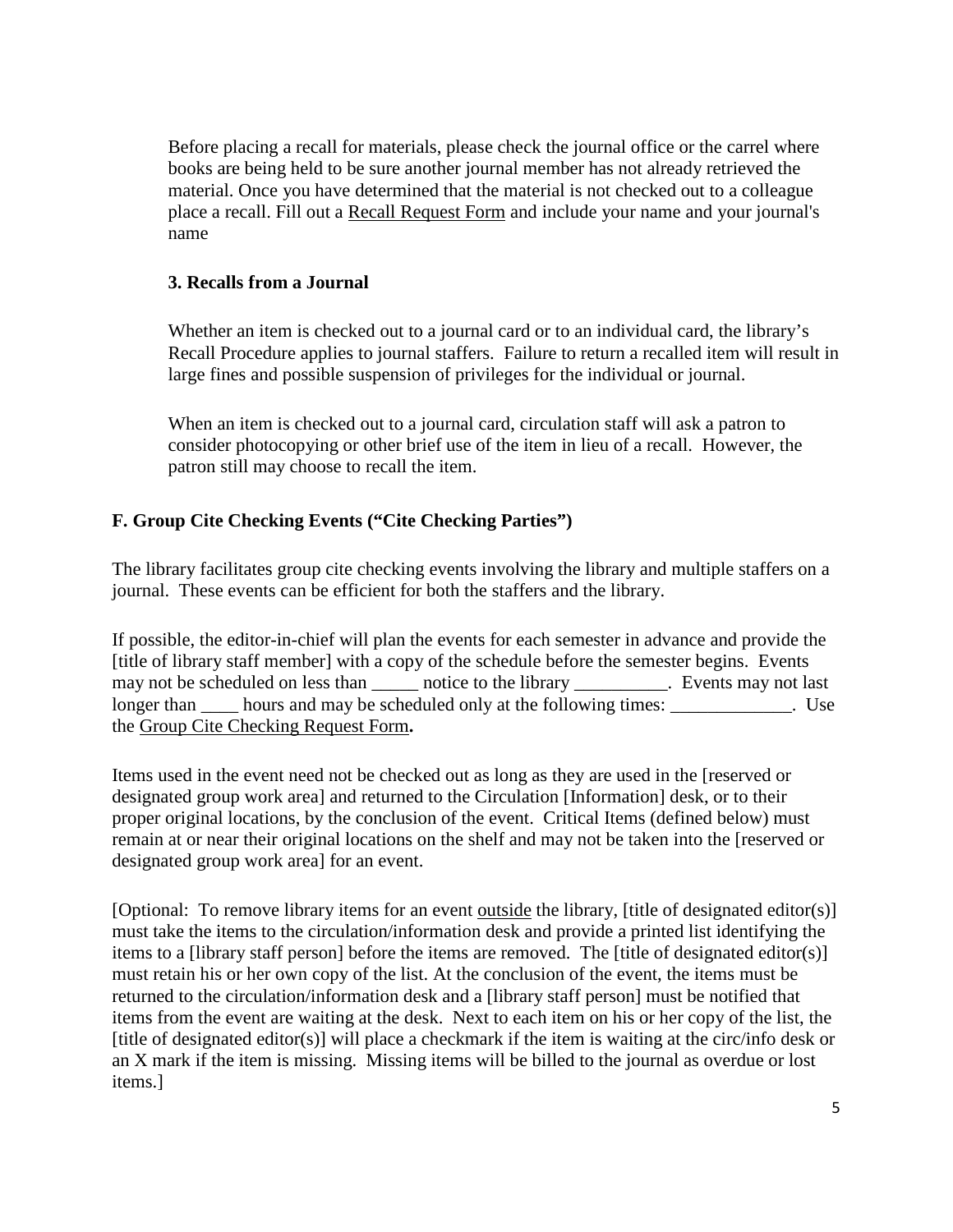Before placing a recall for materials, please check the journal office or the carrel where books are being held to be sure another journal member has not already retrieved the material. Once you have determined that the material is not checked out to a colleague place a recall. Fill out a Recall Request Form and include your name and your journal's name

### 3. Recalls from a Journal

Whether an item is checked out to a journal card or to an individual card, the library's Recall Procedure applies to journal staffers. Failure to return a recalled item will result in large fines and possible suspension of privileges for the individual or journal.

When an item is checked out to a journal card, circulation staff will ask a patron to consider photocopying or other brief use of the item in lieu of a recall. However, the patron still may choose to recall the item.

## F. Group Cite Checking Events ("Cite Checking Parties")

The library facilitates group cite checking events involving the library and multiple staffers on a journal. These events can be efficient for both the staffers and the library.

If possible, the editor-in-chief will plan the events for each semester in advance and provide the [title of library staff member] with a copy of the schedule before the semester begins. Events may not be scheduled on less than _____ notice to the library __________. Events may not last longer than ____ hours and may be scheduled only at the following times: _____________. Use the Group Cite Checking Request Form**.**

Items used in the event need not be checked out as long as they are used in the [reserved or designated group work area] and returned to the Circulation [Information] desk, or to their proper original locations, by the conclusion of the event. Critical Items (defined below) must remain at or near their original locations on the shelf and may not be taken into the [reserved or designated group work area] for an event.

[Optional: To remove library items for an event outside the library, [title of designated editor(s)] must take the items to the circulation/information desk and provide a printed list identifying the items to a [library staff person] before the items are removed. The [title of designated editor(s)] must retain his or her own copy of the list. At the conclusion of the event, the items must be returned to the circulation/information desk and a [library staff person] must be notified that items from the event are waiting at the desk. Next to each item on his or her copy of the list, the [title of designated editor(s)] will place a checkmark if the item is waiting at the circ/info desk or an X mark if the item is missing. Missing items will be billed to the journal as overdue or lost items.]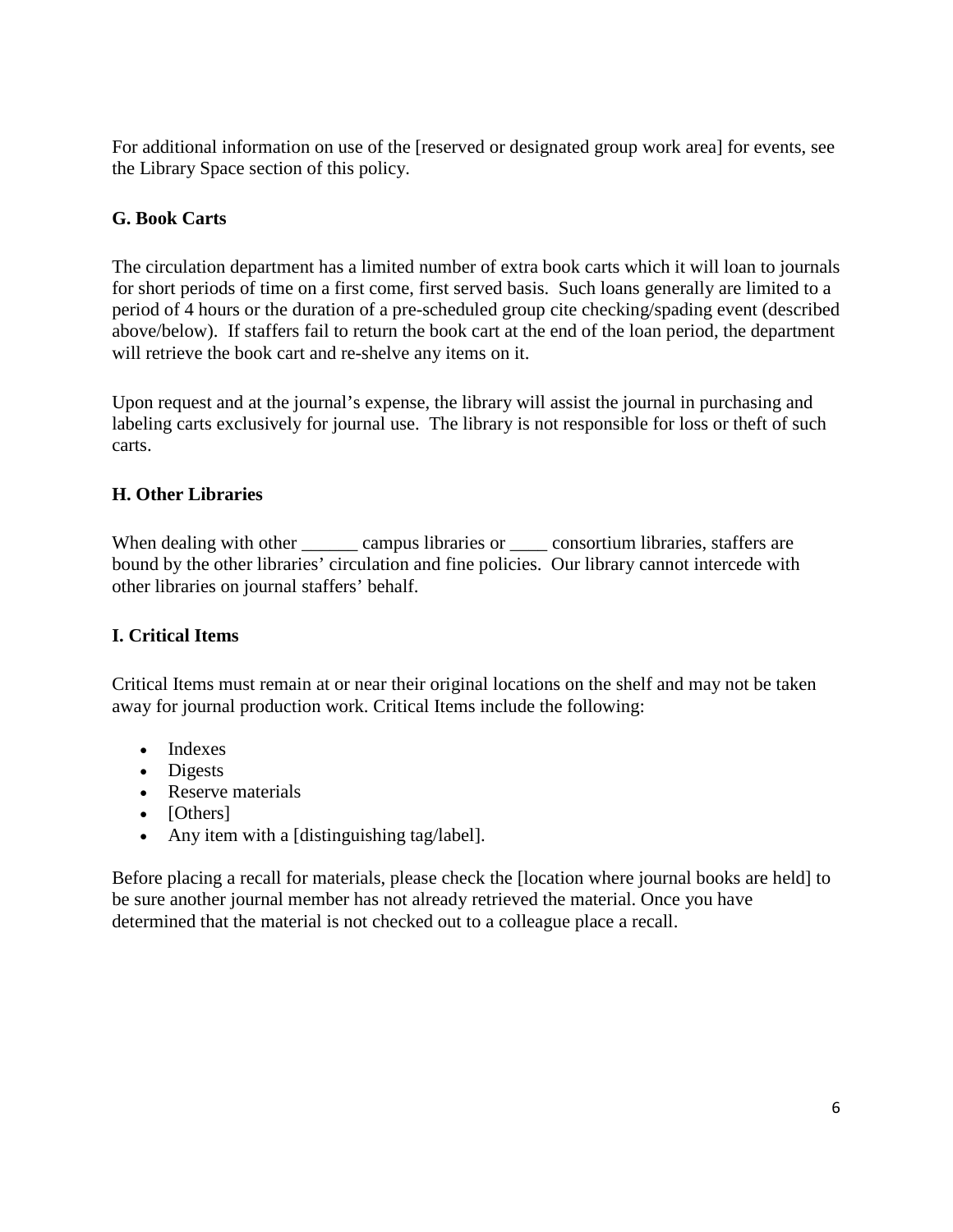For additional information on use of the [reserved or designated group work area] for events, see the Library Space section of this policy.

### G. Book Carts

The circulation department has a limited number of extra book carts which it will loan to journals for short periods of time on a first come, first served basis.  Such loans generally are limited to a period of 4 hours or the duration of a pre-scheduled group cite checking/spading event (described above/below).  If staffers fail to return the book cart at the end of the loan period, the department will retrieve the book cart and re-shelve any items on it.

Upon request and at the journal's expense, the library will assist the journal in purchasing and labeling carts exclusively for journal use.  The library is not responsible for loss or theft of such carts.

### H. Other Libraries

When dealing with other ______ campus libraries or ____ consortium libraries, staffers are bound by the other libraries' circulation and fine policies.  Our library cannot intercede with other libraries on journal staffers' behalf.

### I. Critical Items

Critical Items must remain at or near their original locations on the shelf and may not be taken away for journal production work. Critical Items include the following:

- Indexes
- Digests
- Reserve materials
- [Others]
- Any item with a [distinguishing tag/label].

Before placing a recall for materials, please check the [location where journal books are held] to be sure another journal member has not already retrieved the material. Once you have determined that the material is not checked out to a colleague place a recall.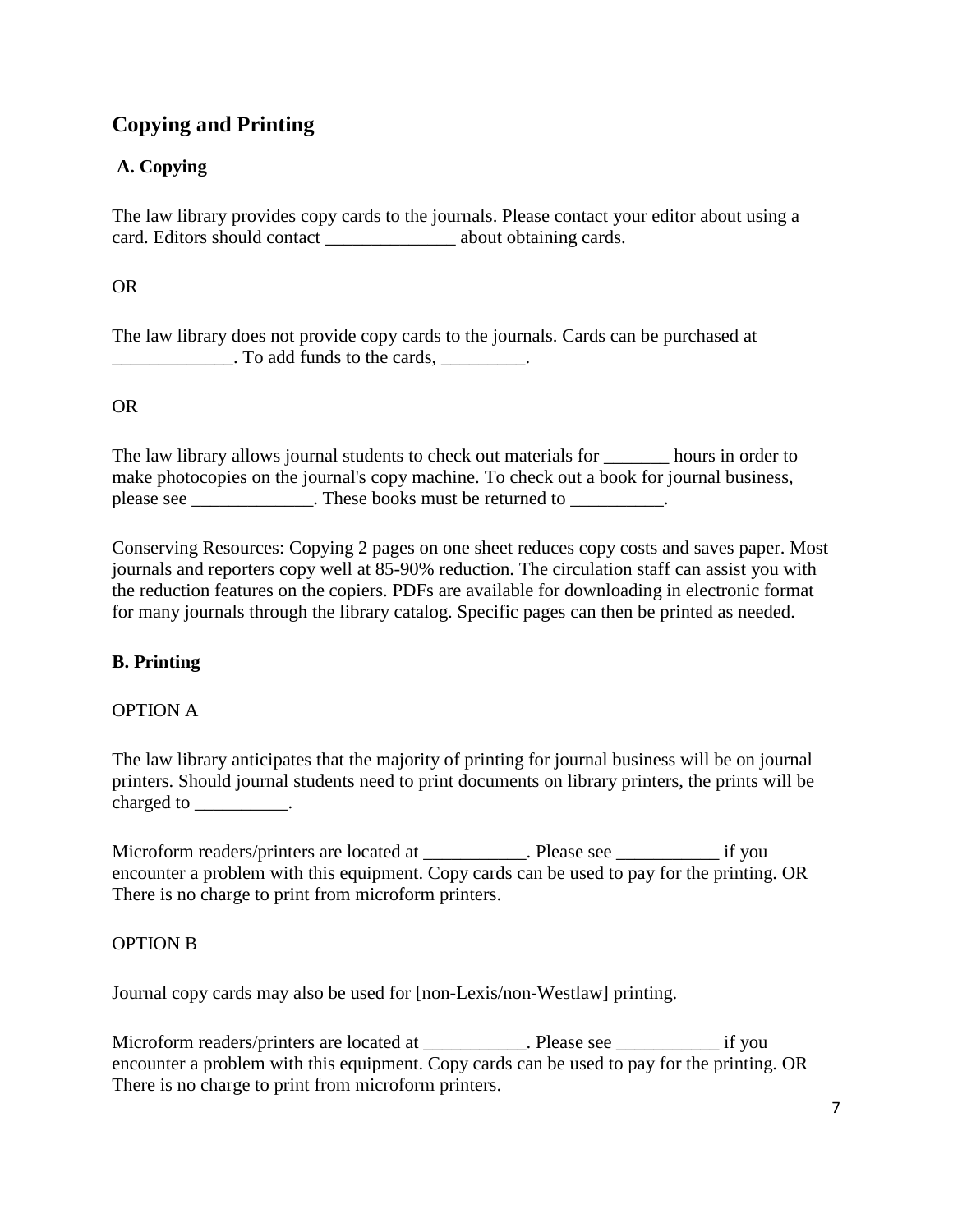## Copying and Printing

### A. Copying

The law library provides copy cards to the journals. Please contact your editor about using a card. Editors should contact ______________ about obtaining cards.

OR

The law library does not provide copy cards to the journals. Cards can be purchased at _____________. To add funds to the cards, _________.

OR

The law library allows journal students to check out materials for _______ hours in order to make photocopies on the journal's copy machine. To check out a book for journal business, please see _____________. These books must be returned to __________.

Conserving Resources: Copying 2 pages on one sheet reduces copy costs and saves paper. Most journals and reporters copy well at 85-90% reduction. The circulation staff can assist you with the reduction features on the copiers. PDFs are available for downloading in electronic format for many journals through the library catalog. Specific pages can then be printed as needed.

### B. Printing

OPTION A

The law library anticipates that the majority of printing for journal business will be on journal printers. Should journal students need to print documents on library printers, the prints will be charged to __________.

Microform readers/printers are located at ___________. Please see ___________ if you encounter a problem with this equipment. Copy cards can be used to pay for the printing. OR There is no charge to print from microform printers.

OPTION B

Journal copy cards may also be used for [non-Lexis/non-Westlaw] printing.

Microform readers/printers are located at ___________. Please see ___________ if you encounter a problem with this equipment. Copy cards can be used to pay for the printing. OR There is no charge to print from microform printers.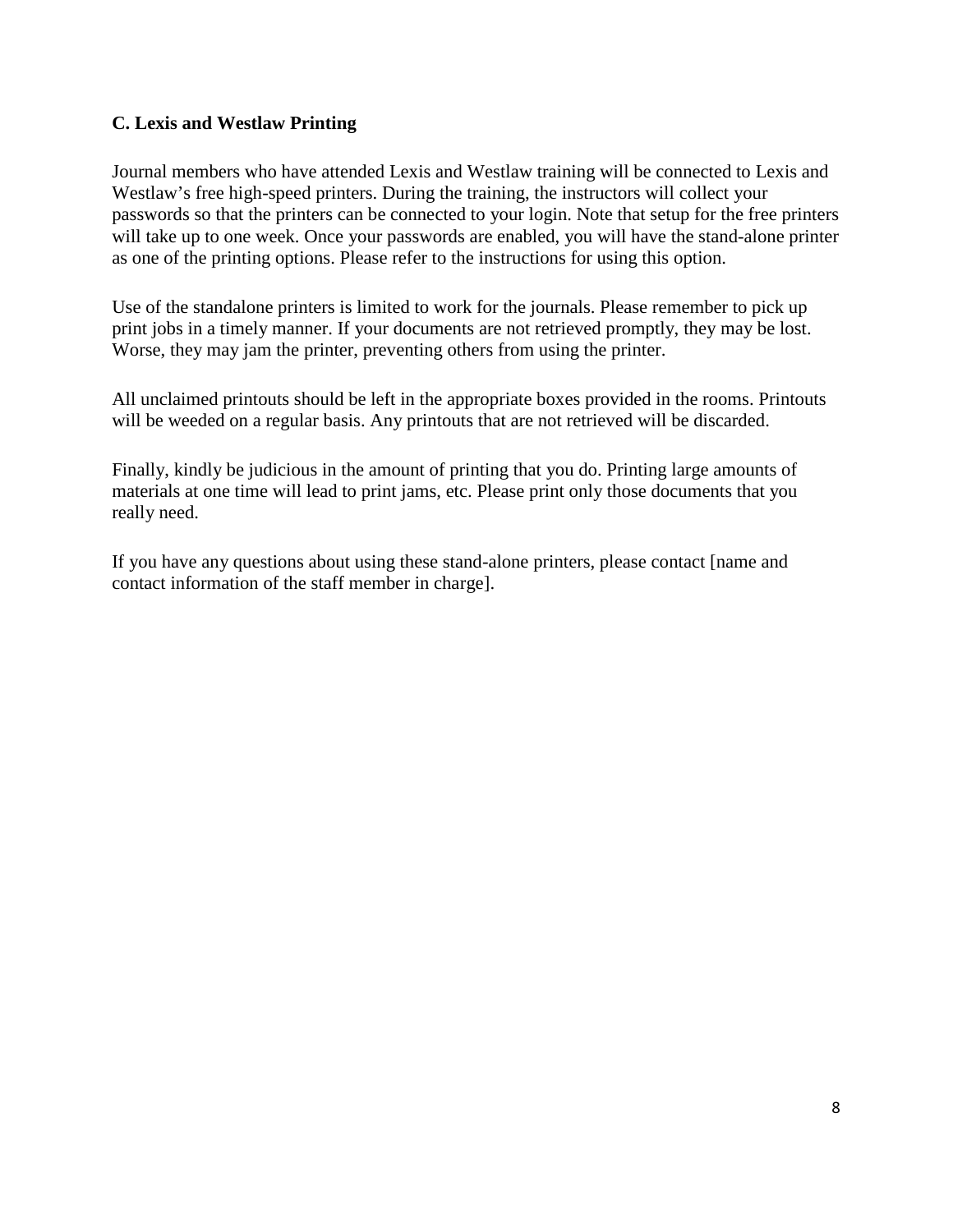**C. Lexis and Westlaw Printing**

Journal members who have attended Lexis and Westlaw training will be connected to Lexis and Westlaw's free high-speed printers. During the training, the instructors will collect your passwords so that the printers can be connected to your login. Note that setup for the free printers will take up to one week. Once your passwords are enabled, you will have the stand-alone printer as one of the printing options. Please refer to the instructions for using this option.

Use of the standalone printers is limited to work for the journals. Please remember to pick up print jobs in a timely manner. If your documents are not retrieved promptly, they may be lost. Worse, they may jam the printer, preventing others from using the printer.

All unclaimed printouts should be left in the appropriate boxes provided in the rooms. Printouts will be weeded on a regular basis. Any printouts that are not retrieved will be discarded.

Finally, kindly be judicious in the amount of printing that you do. Printing large amounts of materials at one time will lead to print jams, etc. Please print only those documents that you really need.

If you have any questions about using these stand-alone printers, please contact [name and contact information of the staff member in charge].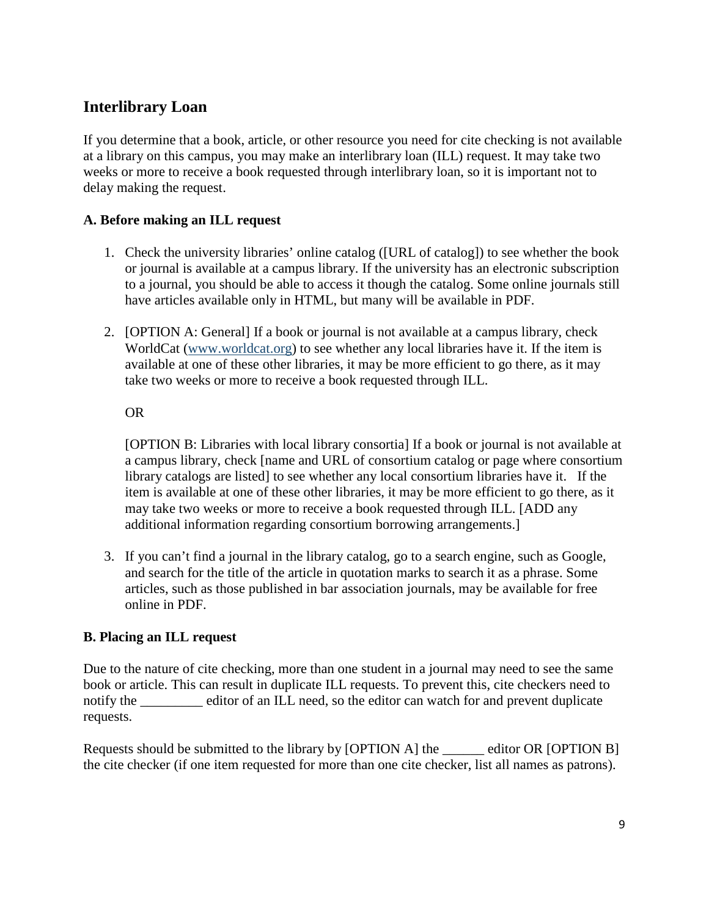## Interlibrary Loan

If you determine that a book, article, or other resource you need for cite checking is not available at a library on this campus, you may make an interlibrary loan (ILL) request. It may take two weeks or more to receive a book requested through interlibrary loan, so it is important not to delay making the request.

### A. Before making an ILL request

1. Check the university libraries' online catalog ([URL of catalog]) to see whether the book or journal is available at a campus library. If the university has an electronic subscription to a journal, you should be able to access it though the catalog. Some online journals still have articles available only in HTML, but many will be available in PDF.

2. [OPTION A: General] If a book or journal is not available at a campus library, check WorldCat (www.worldcat.org) to see whether any local libraries have it. If the item is available at one of these other libraries, it may be more efficient to go there, as it may take two weeks or more to receive a book requested through ILL.

   OR

   [OPTION B: Libraries with local library consortia] If a book or journal is not available at a campus library, check [name and URL of consortium catalog or page where consortium library catalogs are listed] to see whether any local consortium libraries have it. If the item is available at one of these other libraries, it may be more efficient to go there, as it may take two weeks or more to receive a book requested through ILL. [ADD any additional information regarding consortium borrowing arrangements.]

3. If you can't find a journal in the library catalog, go to a search engine, such as Google, and search for the title of the article in quotation marks to search it as a phrase. Some articles, such as those published in bar association journals, may be available for free online in PDF.

### B. Placing an ILL request

Due to the nature of cite checking, more than one student in a journal may need to see the same book or article. This can result in duplicate ILL requests. To prevent this, cite checkers need to notify the _________ editor of an ILL need, so the editor can watch for and prevent duplicate requests.

Requests should be submitted to the library by [OPTION A] the ______ editor OR [OPTION B] the cite checker (if one item requested for more than one cite checker, list all names as patrons).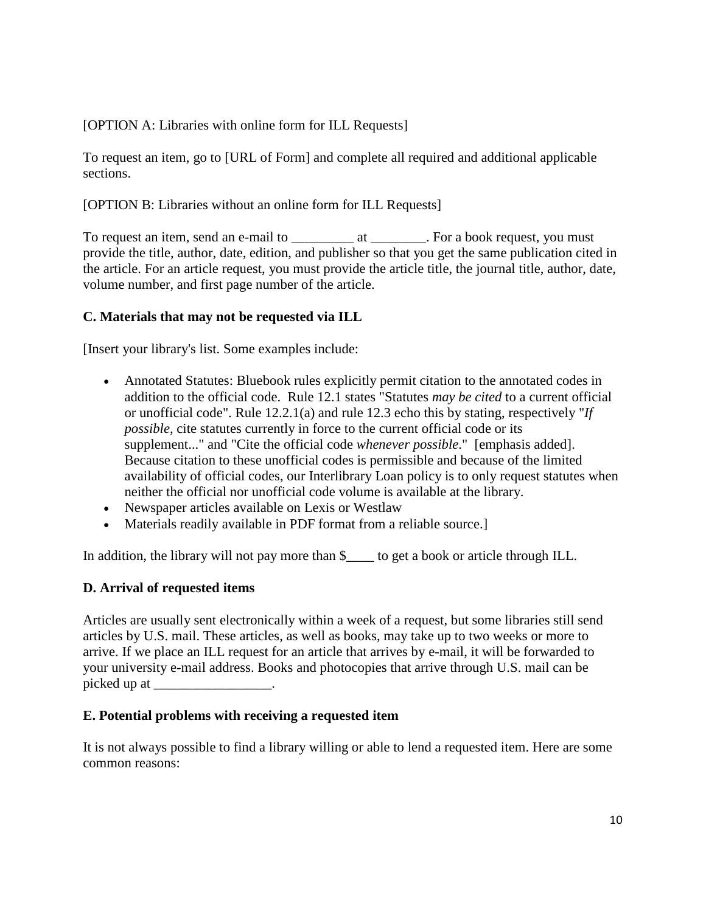[OPTION A: Libraries with online form for ILL Requests]

To request an item, go to [URL of Form] and complete all required and additional applicable sections.

[OPTION B: Libraries without an online form for ILL Requests]

To request an item, send an e-mail to _________ at ________. For a book request, you must provide the title, author, date, edition, and publisher so that you get the same publication cited in the article. For an article request, you must provide the article title, the journal title, author, date, volume number, and first page number of the article.

**C. Materials that may not be requested via ILL**

[Insert your library's list. Some examples include:

- Annotated Statutes: Bluebook rules explicitly permit citation to the annotated codes in addition to the official code. Rule 12.1 states "Statutes *may be cited* to a current official or unofficial code". Rule 12.2.1(a) and rule 12.3 echo this by stating, respectively "*If possible*, cite statutes currently in force to the current official code or its supplement..." and "Cite the official code *whenever possible*." [emphasis added]. Because citation to these unofficial codes is permissible and because of the limited availability of official codes, our Interlibrary Loan policy is to only request statutes when neither the official nor unofficial code volume is available at the library.
- Newspaper articles available on Lexis or Westlaw
- Materials readily available in PDF format from a reliable source.]

In addition, the library will not pay more than $____ to get a book or article through ILL.

**D. Arrival of requested items**

Articles are usually sent electronically within a week of a request, but some libraries still send articles by U.S. mail. These articles, as well as books, may take up to two weeks or more to arrive. If we place an ILL request for an article that arrives by e-mail, it will be forwarded to your university e-mail address. Books and photocopies that arrive through U.S. mail can be picked up at _________________.

**E. Potential problems with receiving a requested item**

It is not always possible to find a library willing or able to lend a requested item. Here are some common reasons: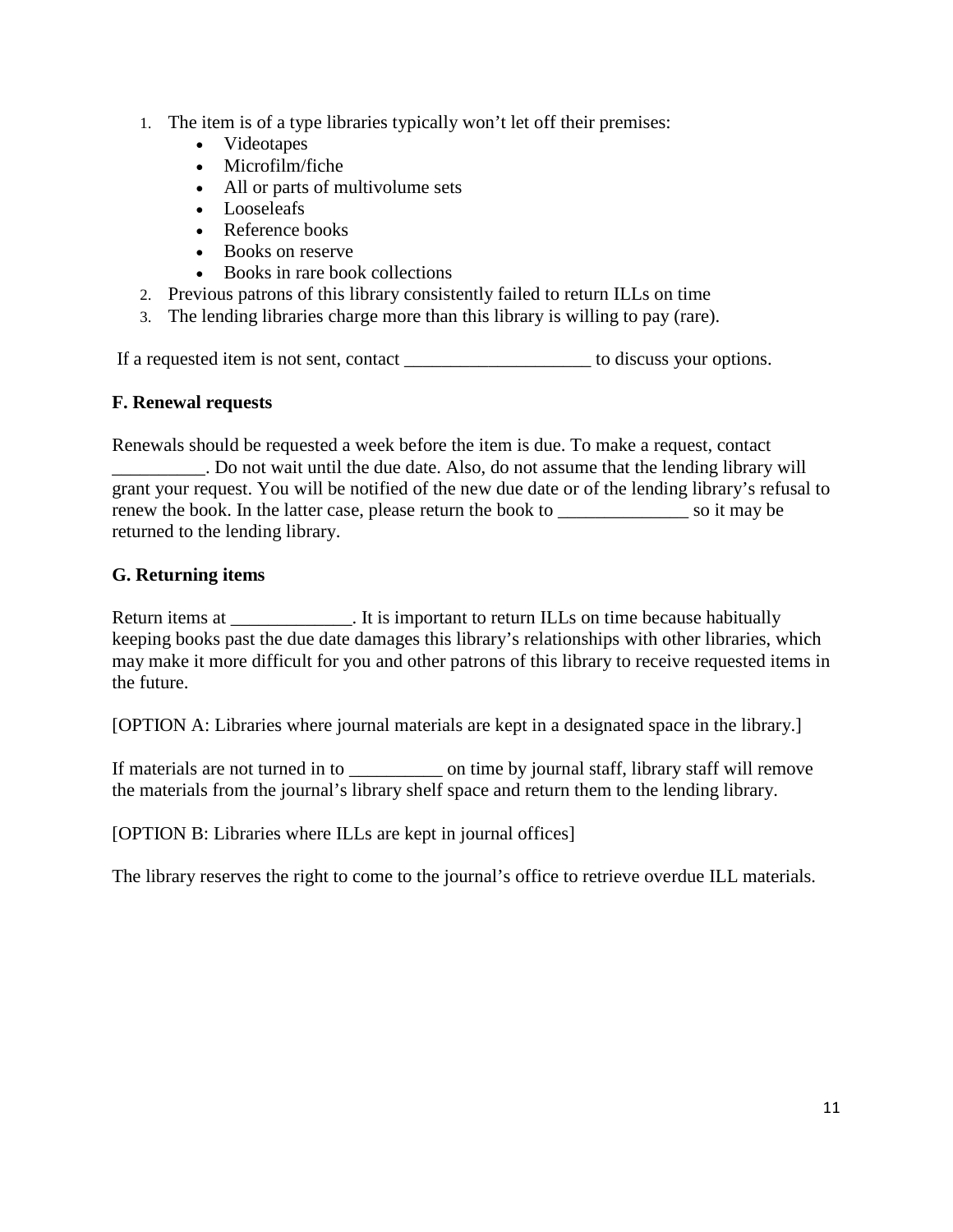1. The item is of a type libraries typically won't let off their premises:
    - Videotapes
    - Microfilm/fiche
    - All or parts of multivolume sets
    - Looseleafs
    - Reference books
    - Books on reserve
    - Books in rare book collections
2. Previous patrons of this library consistently failed to return ILLs on time
3. The lending libraries charge more than this library is willing to pay (rare).

If a requested item is not sent, contact ____________________ to discuss your options.

**F. Renewal requests**

Renewals should be requested a week before the item is due. To make a request, contact __________. Do not wait until the due date. Also, do not assume that the lending library will grant your request. You will be notified of the new due date or of the lending library's refusal to renew the book. In the latter case, please return the book to ______________ so it may be returned to the lending library.

**G. Returning items**

Return items at _____________. It is important to return ILLs on time because habitually keeping books past the due date damages this library's relationships with other libraries, which may make it more difficult for you and other patrons of this library to receive requested items in the future.

[OPTION A: Libraries where journal materials are kept in a designated space in the library.]

If materials are not turned in to __________ on time by journal staff, library staff will remove the materials from the journal's library shelf space and return them to the lending library.

[OPTION B: Libraries where ILLs are kept in journal offices]

The library reserves the right to come to the journal's office to retrieve overdue ILL materials.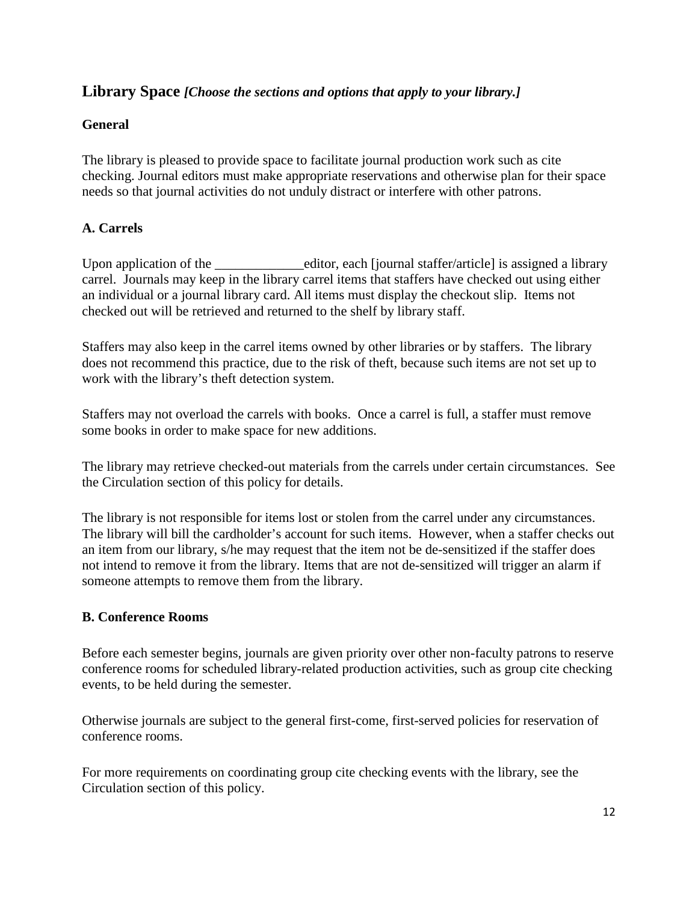## Library Space *[Choose the sections and options that apply to your library.]*

### General

The library is pleased to provide space to facilitate journal production work such as cite checking. Journal editors must make appropriate reservations and otherwise plan for their space needs so that journal activities do not unduly distract or interfere with other patrons.

### A. Carrels

Upon application of the _____________editor, each [journal staffer/article] is assigned a library carrel. Journals may keep in the library carrel items that staffers have checked out using either an individual or a journal library card. All items must display the checkout slip. Items not checked out will be retrieved and returned to the shelf by library staff.

Staffers may also keep in the carrel items owned by other libraries or by staffers. The library does not recommend this practice, due to the risk of theft, because such items are not set up to work with the library's theft detection system.

Staffers may not overload the carrels with books. Once a carrel is full, a staffer must remove some books in order to make space for new additions.

The library may retrieve checked-out materials from the carrels under certain circumstances. See the Circulation section of this policy for details.

The library is not responsible for items lost or stolen from the carrel under any circumstances. The library will bill the cardholder's account for such items. However, when a staffer checks out an item from our library, s/he may request that the item not be de-sensitized if the staffer does not intend to remove it from the library. Items that are not de-sensitized will trigger an alarm if someone attempts to remove them from the library.

### B. Conference Rooms

Before each semester begins, journals are given priority over other non-faculty patrons to reserve conference rooms for scheduled library-related production activities, such as group cite checking events, to be held during the semester.

Otherwise journals are subject to the general first-come, first-served policies for reservation of conference rooms.

For more requirements on coordinating group cite checking events with the library, see the Circulation section of this policy.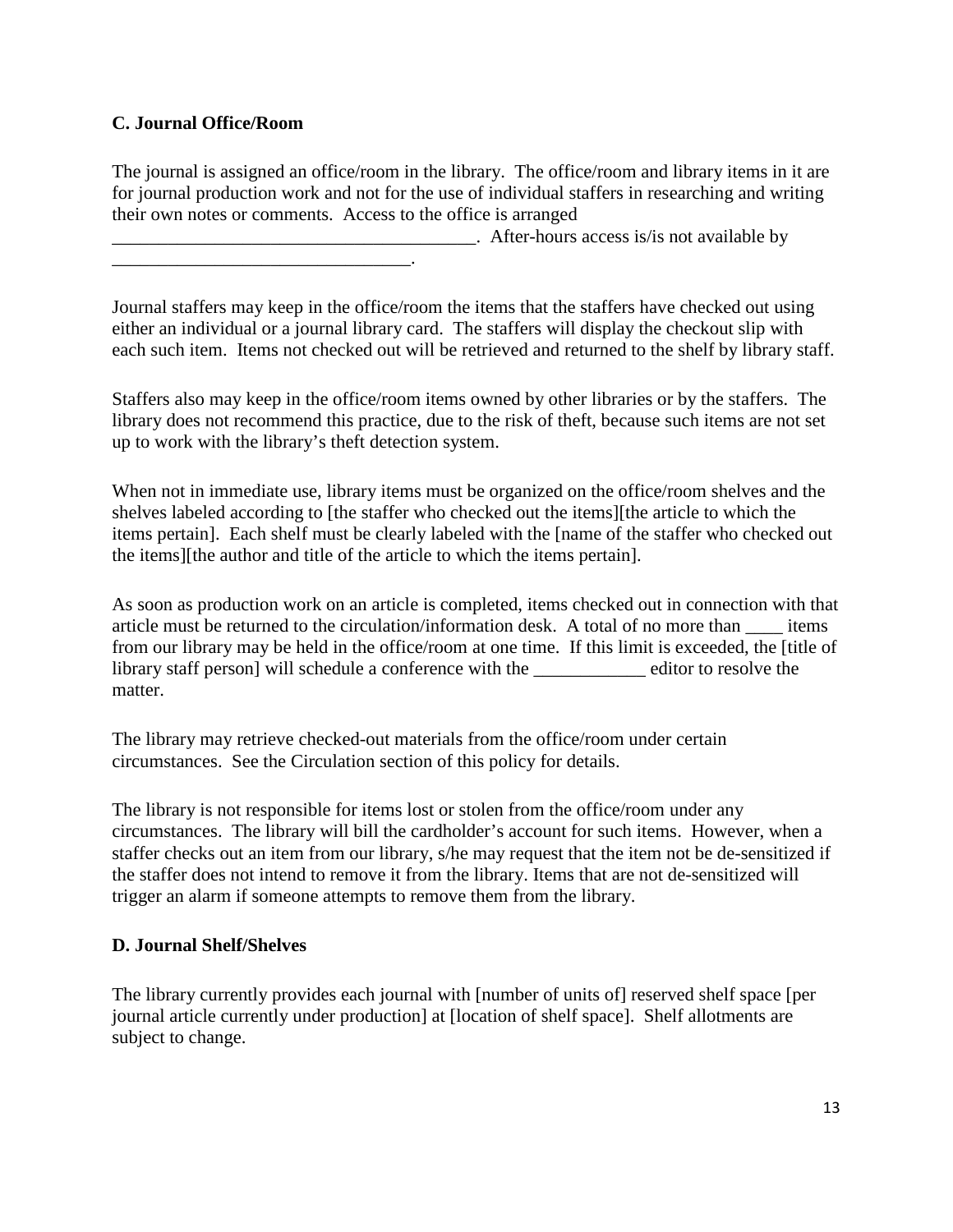**C. Journal Office/Room**

The journal is assigned an office/room in the library. The office/room and library items in it are for journal production work and not for the use of individual staffers in researching and writing their own notes or comments. Access to the office is arranged ________________________________________. After-hours access is/is not available by ________________________________.

Journal staffers may keep in the office/room the items that the staffers have checked out using either an individual or a journal library card. The staffers will display the checkout slip with each such item. Items not checked out will be retrieved and returned to the shelf by library staff.

Staffers also may keep in the office/room items owned by other libraries or by the staffers. The library does not recommend this practice, due to the risk of theft, because such items are not set up to work with the library's theft detection system.

When not in immediate use, library items must be organized on the office/room shelves and the shelves labeled according to [the staffer who checked out the items][the article to which the items pertain]. Each shelf must be clearly labeled with the [name of the staffer who checked out the items][the author and title of the article to which the items pertain].

As soon as production work on an article is completed, items checked out in connection with that article must be returned to the circulation/information desk. A total of no more than ____ items from our library may be held in the office/room at one time. If this limit is exceeded, the [title of library staff person] will schedule a conference with the ____________ editor to resolve the matter.

The library may retrieve checked-out materials from the office/room under certain circumstances. See the Circulation section of this policy for details.

The library is not responsible for items lost or stolen from the office/room under any circumstances. The library will bill the cardholder's account for such items. However, when a staffer checks out an item from our library, s/he may request that the item not be de-sensitized if the staffer does not intend to remove it from the library. Items that are not de-sensitized will trigger an alarm if someone attempts to remove them from the library.

**D. Journal Shelf/Shelves**

The library currently provides each journal with [number of units of] reserved shelf space [per journal article currently under production] at [location of shelf space]. Shelf allotments are subject to change.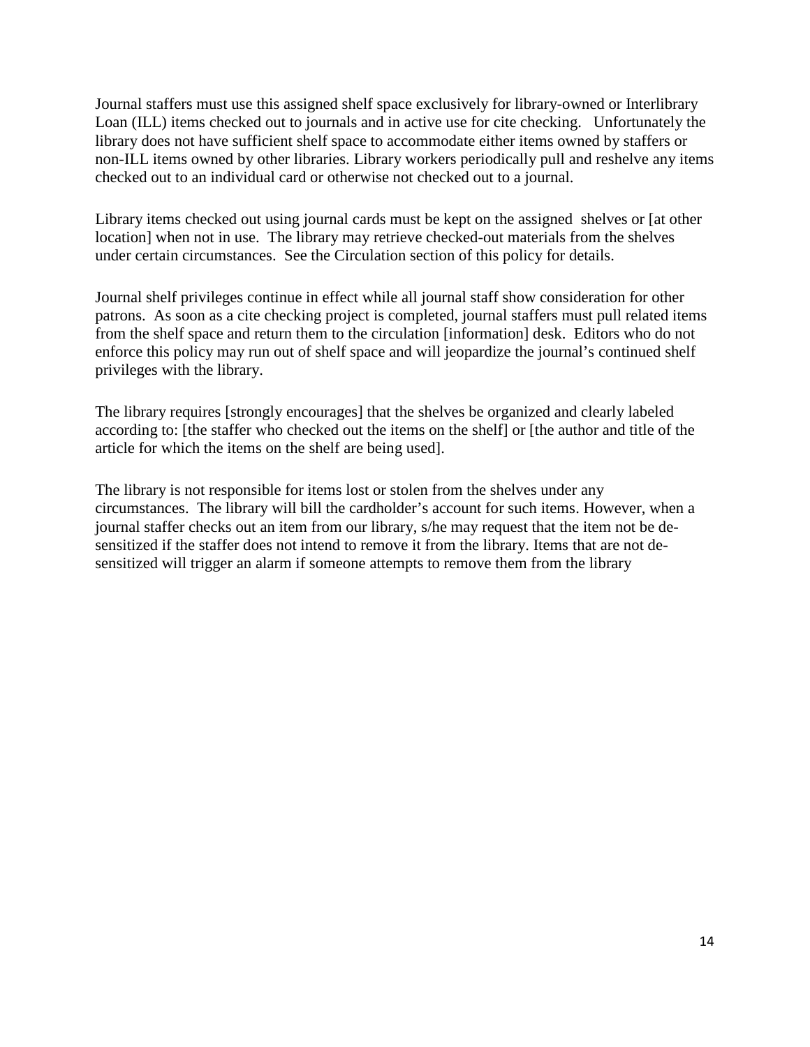Journal staffers must use this assigned shelf space exclusively for library-owned or Interlibrary Loan (ILL) items checked out to journals and in active use for cite checking. Unfortunately the library does not have sufficient shelf space to accommodate either items owned by staffers or non-ILL items owned by other libraries. Library workers periodically pull and reshelve any items checked out to an individual card or otherwise not checked out to a journal.

Library items checked out using journal cards must be kept on the assigned shelves or [at other location] when not in use. The library may retrieve checked-out materials from the shelves under certain circumstances. See the Circulation section of this policy for details.

Journal shelf privileges continue in effect while all journal staff show consideration for other patrons. As soon as a cite checking project is completed, journal staffers must pull related items from the shelf space and return them to the circulation [information] desk. Editors who do not enforce this policy may run out of shelf space and will jeopardize the journal's continued shelf privileges with the library.

The library requires [strongly encourages] that the shelves be organized and clearly labeled according to: [the staffer who checked out the items on the shelf] or [the author and title of the article for which the items on the shelf are being used].

The library is not responsible for items lost or stolen from the shelves under any circumstances. The library will bill the cardholder's account for such items. However, when a journal staffer checks out an item from our library, s/he may request that the item not be de-sensitized if the staffer does not intend to remove it from the library. Items that are not de-sensitized will trigger an alarm if someone attempts to remove them from the library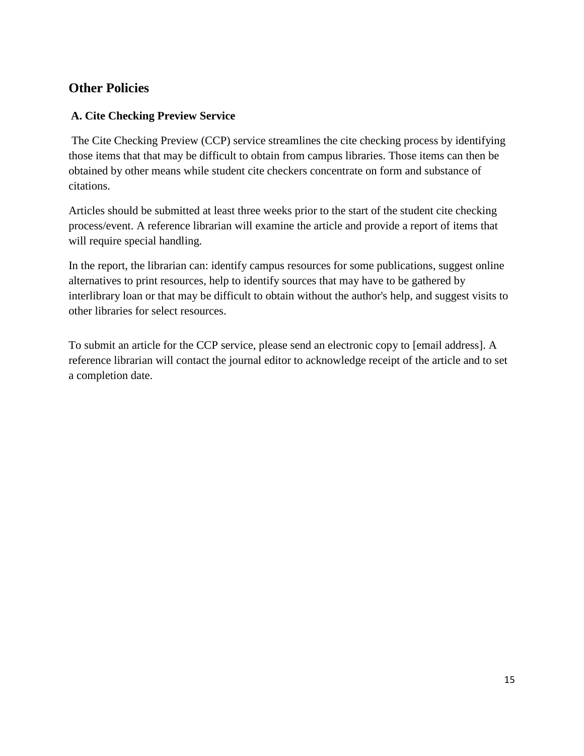## Other Policies

### A. Cite Checking Preview Service

The Cite Checking Preview (CCP) service streamlines the cite checking process by identifying those items that that may be difficult to obtain from campus libraries. Those items can then be obtained by other means while student cite checkers concentrate on form and substance of citations.

Articles should be submitted at least three weeks prior to the start of the student cite checking process/event. A reference librarian will examine the article and provide a report of items that will require special handling.

In the report, the librarian can: identify campus resources for some publications, suggest online alternatives to print resources, help to identify sources that may have to be gathered by interlibrary loan or that may be difficult to obtain without the author's help, and suggest visits to other libraries for select resources.

To submit an article for the CCP service, please send an electronic copy to [email address]. A reference librarian will contact the journal editor to acknowledge receipt of the article and to set a completion date.